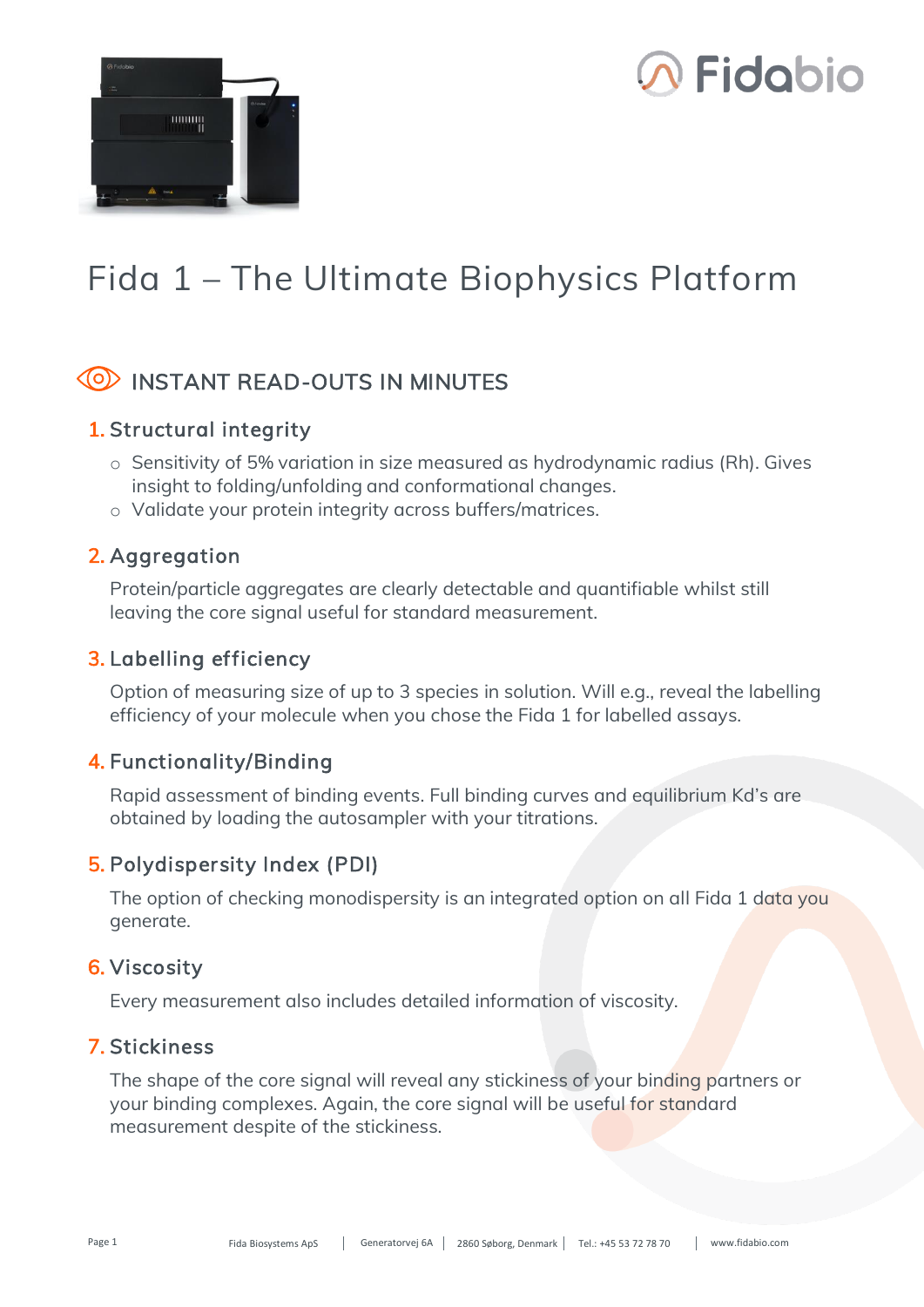# Fida 1 – The Ultimate Biophysics Platform

## INSTANT READ-OUTS IN MINUTES

### 1. Structural integrity

- Sensitivity of 5% variation in size measured as hydrodynamic radius (Rh). Gives insight to folding/unfolding and conformational changes.
- Validate your protein integrity across buffers/matrices.

### 2. Aggregation

Protein/particle aggregates are clearly detectable and quantifiable whilst still leaving the core signal useful for standard measurement.

### 3. Labelling efficiency

Option of measuring size of up to 3 species in solution. Will e.g., reveal the labelling efficiency of your molecule when you chose the Fida 1 for labelled assays.

### 4. Functionality/Binding

Rapid assessment of binding events. Full binding curves and equilibrium Kd's are obtained by loading the autosampler with your titrations.

### 5. Polydispersity Index (PDI)

The option of checking monodispersity is an integrated option on all Fida 1 data you generate.

### 6. Viscosity

Every measurement also includes detailed information of viscosity.

### 7. Stickiness

The shape of the core signal will reveal any stickiness of your binding partners or your binding complexes. Again, the core signal will be useful for standard measurement despite of the stickiness.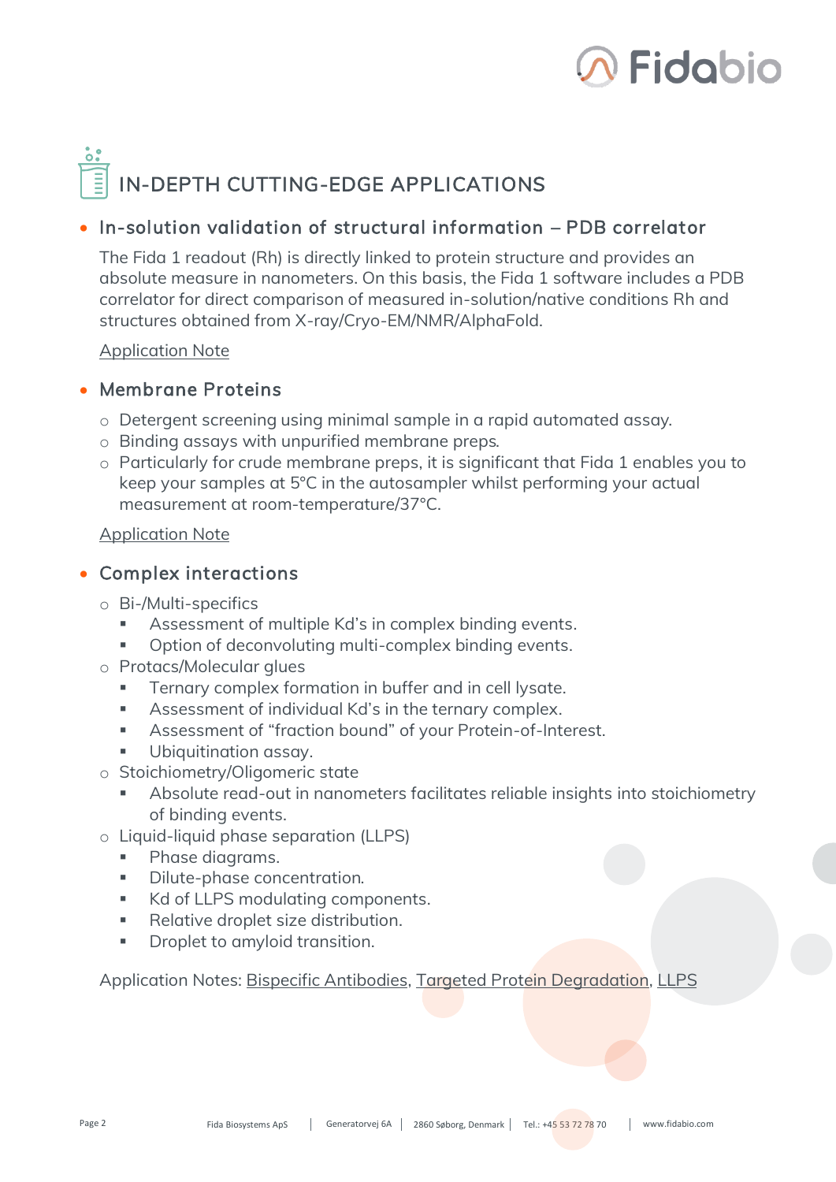## IN-DEPTH CUTTING-EDGE APPLICATIONS

- ### In-solution validation of structural information – PDB correlator

  The Fida 1 readout (Rh) is directly linked to protein structure and provides an absolute measure in nanometers. On this basis, the Fida 1 software includes a PDB correlator for direct comparison of measured in-solution/native conditions Rh and structures obtained from X-ray/Cryo-EM/NMR/AlphaFold.

  Application Note

- ### Membrane Proteins

  - Detergent screening using minimal sample in a rapid automated assay.
  - Binding assays with unpurified membrane preps.
  - Particularly for crude membrane preps, it is significant that Fida 1 enables you to keep your samples at 5°C in the autosampler whilst performing your actual measurement at room-temperature/37°C.

  Application Note

- ### Complex interactions

  - Bi-/Multi-specifics
    - Assessment of multiple Kd's in complex binding events.
    - Option of deconvoluting multi-complex binding events.
  - Protacs/Molecular glues
    - Ternary complex formation in buffer and in cell lysate.
    - Assessment of individual Kd's in the ternary complex.
    - Assessment of "fraction bound" of your Protein-of-Interest.
    - Ubiquitination assay.
  - Stoichiometry/Oligomeric state
    - Absolute read-out in nanometers facilitates reliable insights into stoichiometry of binding events.
  - Liquid-liquid phase separation (LLPS)
    - Phase diagrams.
    - Dilute-phase concentration.
    - Kd of LLPS modulating components.
    - Relative droplet size distribution.
    - Droplet to amyloid transition.

  Application Notes: Bispecific Antibodies, Targeted Protein Degradation, LLPS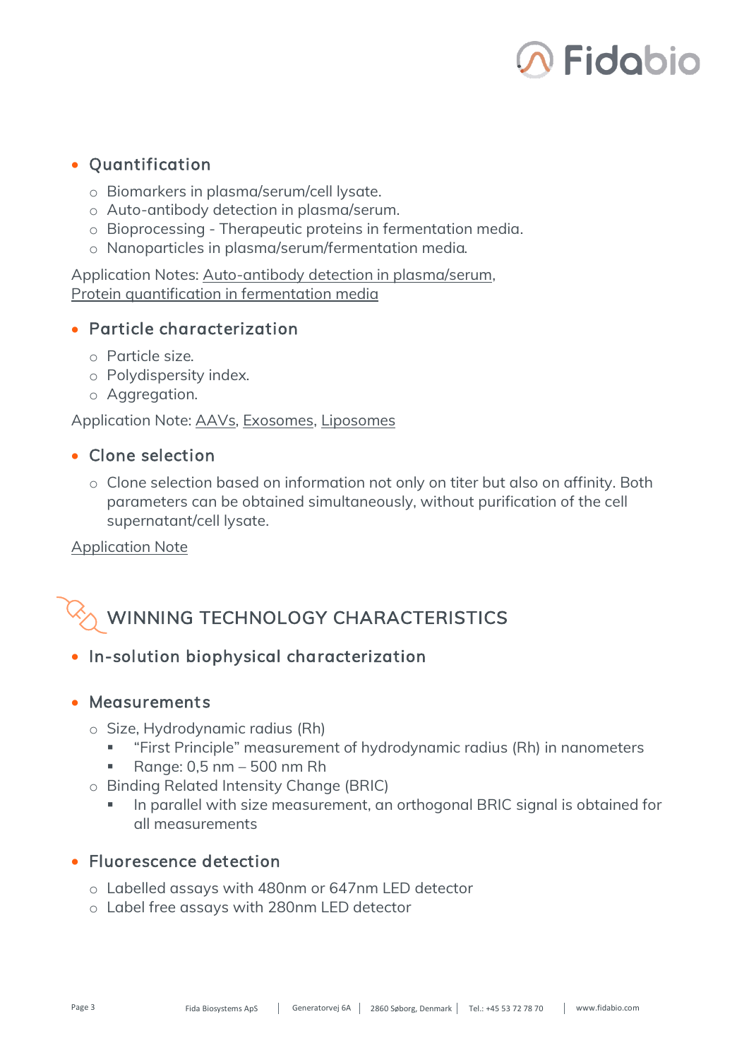- Quantification
  - Biomarkers in plasma/serum/cell lysate.
  - Auto-antibody detection in plasma/serum.
  - Bioprocessing - Therapeutic proteins in fermentation media.
  - Nanoparticles in plasma/serum/fermentation media.

Application Notes: Auto-antibody detection in plasma/serum, Protein quantification in fermentation media

- Particle characterization
  - Particle size.
  - Polydispersity index.
  - Aggregation.

Application Note: AAVs, Exosomes, Liposomes

- Clone selection
  - Clone selection based on information not only on titer but also on affinity. Both parameters can be obtained simultaneously, without purification of the cell supernatant/cell lysate.

Application Note

## WINNING TECHNOLOGY CHARACTERISTICS

- In-solution biophysical characterization

- Measurements
  - Size, Hydrodynamic radius (Rh)
    - "First Principle" measurement of hydrodynamic radius (Rh) in nanometers
    - Range: 0,5 nm – 500 nm Rh
  - Binding Related Intensity Change (BRIC)
    - In parallel with size measurement, an orthogonal BRIC signal is obtained for all measurements

- Fluorescence detection
  - Labelled assays with 480nm or 647nm LED detector
  - Label free assays with 280nm LED detector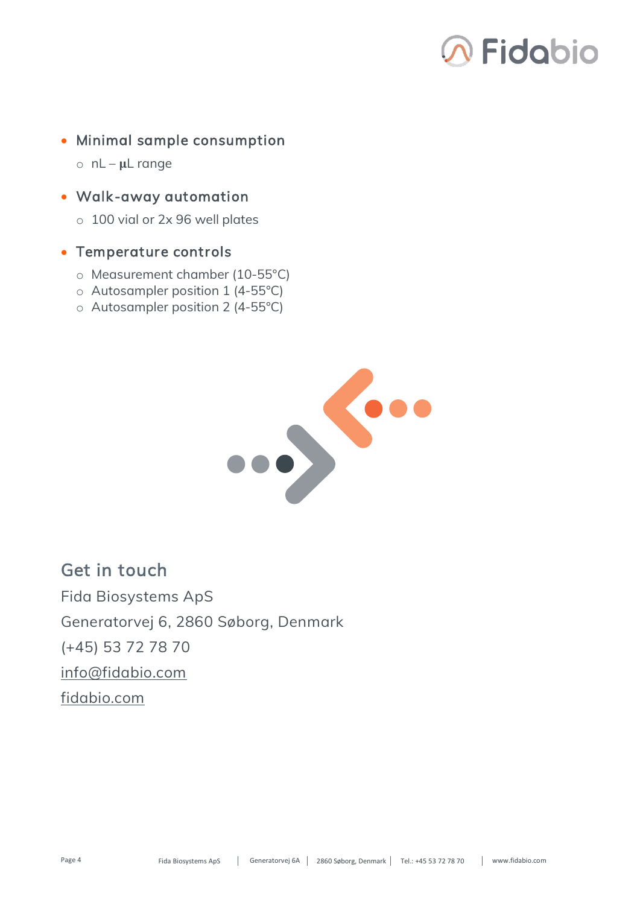- Minimal sample consumption
  - nL – µL range
- Walk-away automation
  - 100 vial or 2x 96 well plates
- Temperature controls
  - Measurement chamber (10-55°C)
  - Autosampler position 1 (4-55°C)
  - Autosampler position 2 (4-55°C)

## Get in touch

Fida Biosystems ApS

Generatorvej 6, 2860 Søborg, Denmark

(+45) 53 72 78 70

info@fidabio.com

fidabio.com